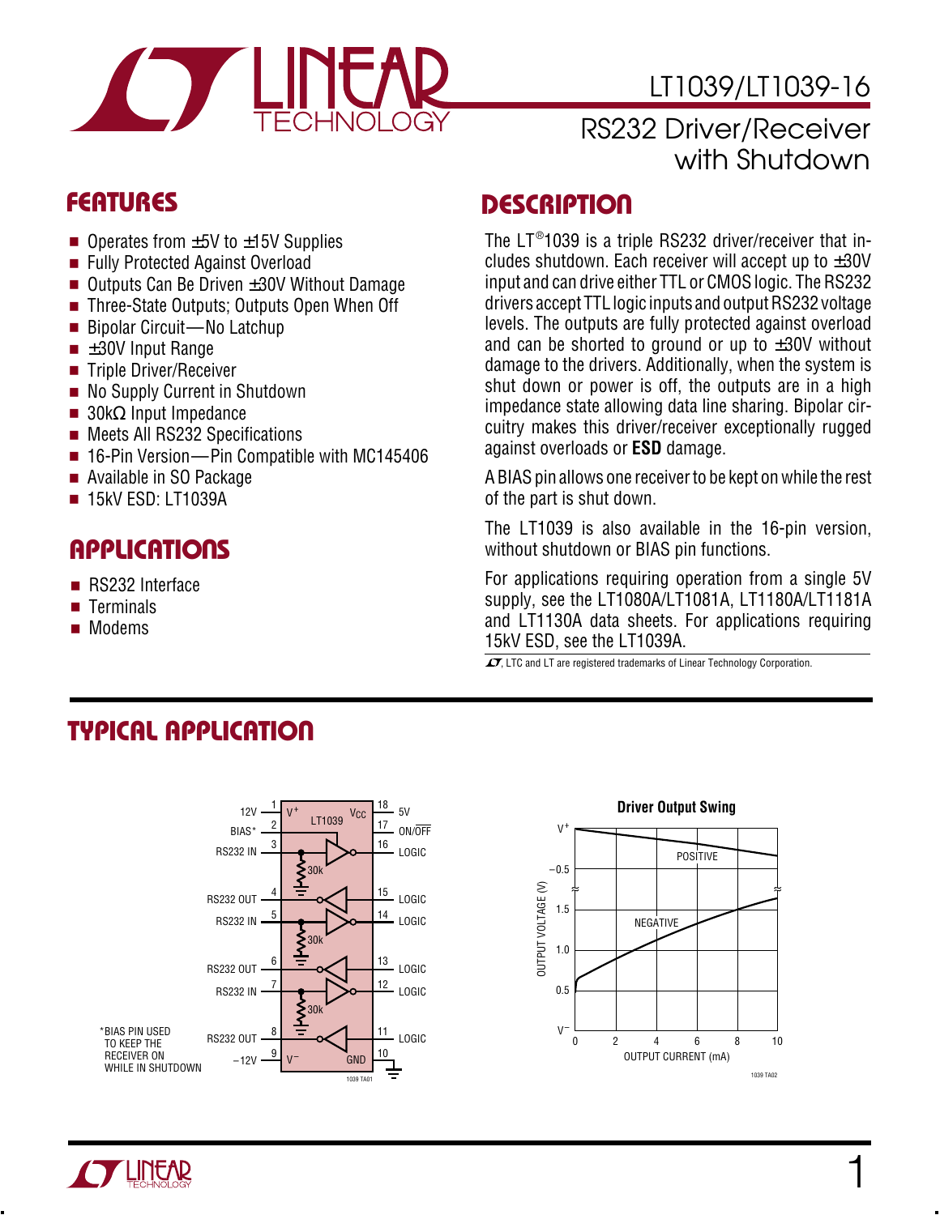# LT1039/LT1039-16

## RS232 Driver/Receiver with Shutdown

## FEATURES

- Operates from ±5V to ±15V Supplies
- Fully Protected Against Overload
- Outputs Can Be Driven ±30V Without Damage
- Three-State Outputs; Outputs Open When Off
- Bipolar Circuit—No Latchup
- ±30V Input Range
- Triple Driver/Receiver
- No Supply Current in Shutdown
- 30kΩ Input Impedance
- Meets All RS232 Specifications
- 16-Pin Version—Pin Compatible with MC145406
- Available in SO Package
- 15kV ESD: LT1039A

## APPLICATIONS

- RS232 Interface
- Terminals
- Modems

## DESCRIPTION

The LT®1039 is a triple RS232 driver/receiver that includes shutdown. Each receiver will accept up to ±30V input and can drive either TTL or CMOS logic. The RS232 drivers accept TTL logic inputs and output RS232 voltage levels. The outputs are fully protected against overload and can be shorted to ground or up to ±30V without damage to the drivers. Additionally, when the system is shut down or power is off, the outputs are in a high impedance state allowing data line sharing. Bipolar circuitry makes this driver/receiver exceptionally rugged against overloads or **ESD** damage.

A BIAS pin allows one receiver to be kept on while the rest of the part is shut down.

The LT1039 is also available in the 16-pin version, without shutdown or BIAS pin functions.

For applications requiring operation from a single 5V supply, see the LT1080A/LT1081A, LT1180A/LT1181A and LT1130A data sheets. For applications requiring 15kV ESD, see the LT1039A.

LTC and LT are registered trademarks of Linear Technology Corporation.

## TYPICAL APPLICATION

*BIAS PIN USED TO KEEP THE RECEIVER ON WHILE IN SHUTDOWN

Driver Output Swing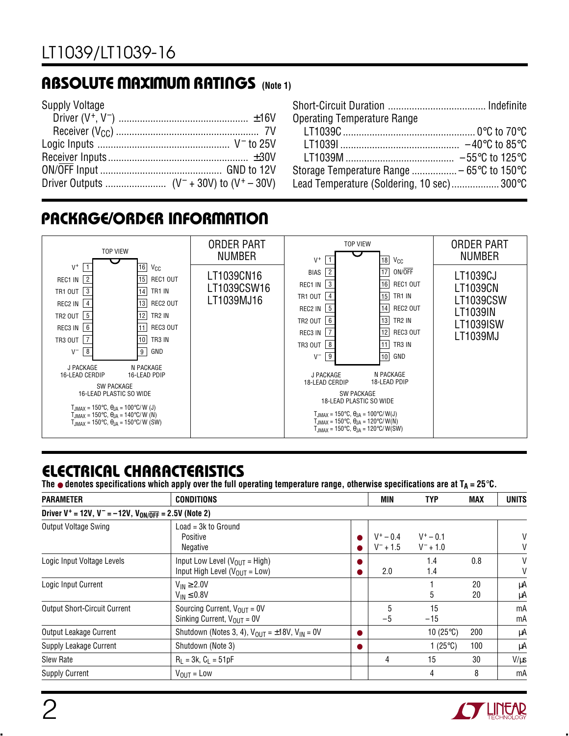## ABSOLUTE MAXIMUM RATINGS (Note 1)

Supply Voltage
- Driver ($V^+$, $V^-$) ........................ ±16V
- Receiver ($V_{CC}$) ........................ 7V

Logic Inputs ........................ $V^-$ to 25V

Receiver Inputs ........................ ±30V

$\overline{\text{ON}}$/OFF Input ........................ GND to 12V

Driver Outputs ........................ ($V^-$ + 30V) to ($V^+$ – 30V)

Short-Circuit Duration ........................ Indefinite

Operating Temperature Range
- LT1039C ........................ 0°C to 70°C
- LT1039I ........................ –40°C to 85°C
- LT1039M ........................ –55°C to 125°C

Storage Temperature Range ........................ – 65°C to 150°C

Lead Temperature (Soldering, 10 sec) ........................ 300°C

## PACKAGE/ORDER INFORMATION

**16-Lead (TOP VIEW)**

| Pin | Name | Pin | Name |
|---|---|---|---|
| 1 | $V^+$ | 16 | $V_{CC}$ |
| 2 | REC1 IN | 15 | REC1 OUT |
| 3 | TR1 OUT | 14 | TR1 IN |
| 4 | REC2 IN | 13 | REC2 OUT |
| 5 | TR2 OUT | 12 | TR2 IN |
| 6 | REC3 IN | 11 | REC3 OUT |
| 7 | TR3 OUT | 10 | TR3 IN |
| 8 | $V^-$ | 9 | GND |

J PACKAGE 16-LEAD CERDIP; N PACKAGE 16-LEAD PDIP; SW PACKAGE 16-LEAD PLASTIC SO WIDE

$T_{JMAX}$ = 150°C, $\theta_{JA}$ = 100°C/W (J)
$T_{JMAX}$ = 150°C, $\theta_{JA}$ = 140°C/W (N)
$T_{JMAX}$ = 150°C, $\theta_{JA}$ = 150°C/W (SW)

ORDER PART NUMBER: LT1039CN16, LT1039CSW16, LT1039MJ16

**18-Lead (TOP VIEW)**

| Pin | Name | Pin | Name |
|---|---|---|---|
| 1 | $V^+$ | 18 | $V_{CC}$ |
| 2 | BIAS | 17 | ON/$\overline{\text{OFF}}$ |
| 3 | REC1 IN | 16 | REC1 OUT |
| 4 | TR1 OUT | 15 | TR1 IN |
| 5 | REC2 IN | 14 | REC2 OUT |
| 6 | TR2 OUT | 13 | TR2 IN |
| 7 | REC3 IN | 12 | REC3 OUT |
| 8 | TR3 OUT | 11 | TR3 IN |
| 9 | $V^-$ | 10 | GND |

J PACKAGE 18-LEAD CERDIP; N PACKAGE 18-LEAD PDIP; SW PACKAGE 18-LEAD PLASTIC SO WIDE

$T_{JMAX}$ = 150°C, $\theta_{JA}$ = 100°C/W(J)
$T_{JMAX}$ = 150°C, $\theta_{JA}$ = 120°C/W(N)
$T_{JMAX}$ = 150°C, $\theta_{JA}$ = 120°C/W(SW)

ORDER PART NUMBER: LT1039CJ, LT1039CN, LT1039CSW, LT1039IN, LT1039ISW, LT1039MJ

## ELECTRICAL CHARACTERISTICS

**The ● denotes specifications which apply over the full operating temperature range, otherwise specifications are at $T_A$ = 25°C.**

| PARAMETER | CONDITIONS | | MIN | TYP | MAX | UNITS |
|---|---|---|---|---|---|---|
| **Driver $V^+$ = 12V, $V^-$ = –12V, $V_{ON/\overline{OFF}}$ = 2.5V (Note 2)** | | | | | | |
| Output Voltage Swing | Load = 3k to Ground<br>Positive<br>Negative | <br>●<br>● | <br>$V^+$ – 0.4<br>$V^-$ + 1.5 | <br>$V^+$ – 0.1<br>$V^-$ + 1.0 | | <br>V<br>V |
| Logic Input Voltage Levels | Input Low Level ($V_{OUT}$ = High)<br>Input High Level ($V_{OUT}$ = Low) | ●<br>● | <br>2.0 | 1.4<br>1.4 | 0.8 | V<br>V |
| Logic Input Current | $V_{IN}$ ≥ 2.0V<br>$V_{IN}$ ≤ 0.8V | | | 1<br>5 | 20<br>20 | µA<br>µA |
| Output Short-Circuit Current | Sourcing Current, $V_{OUT}$ = 0V<br>Sinking Current, $V_{OUT}$ = 0V | | 5<br>–5 | 15<br>–15 | | mA<br>mA |
| Output Leakage Current | Shutdown (Notes 3, 4), $V_{OUT}$ = ±18V, $V_{IN}$ = 0V | ● | | 10 (25°C) | 200 | µA |
| Supply Leakage Current | Shutdown (Note 3) | ● | | 1 (25°C) | 100 | µA |
| Slew Rate | $R_L$ = 3k, $C_L$ = 51pF | | 4 | 15 | 30 | V/µs |
| Supply Current | $V_{OUT}$ = Low | | | 4 | 8 | mA |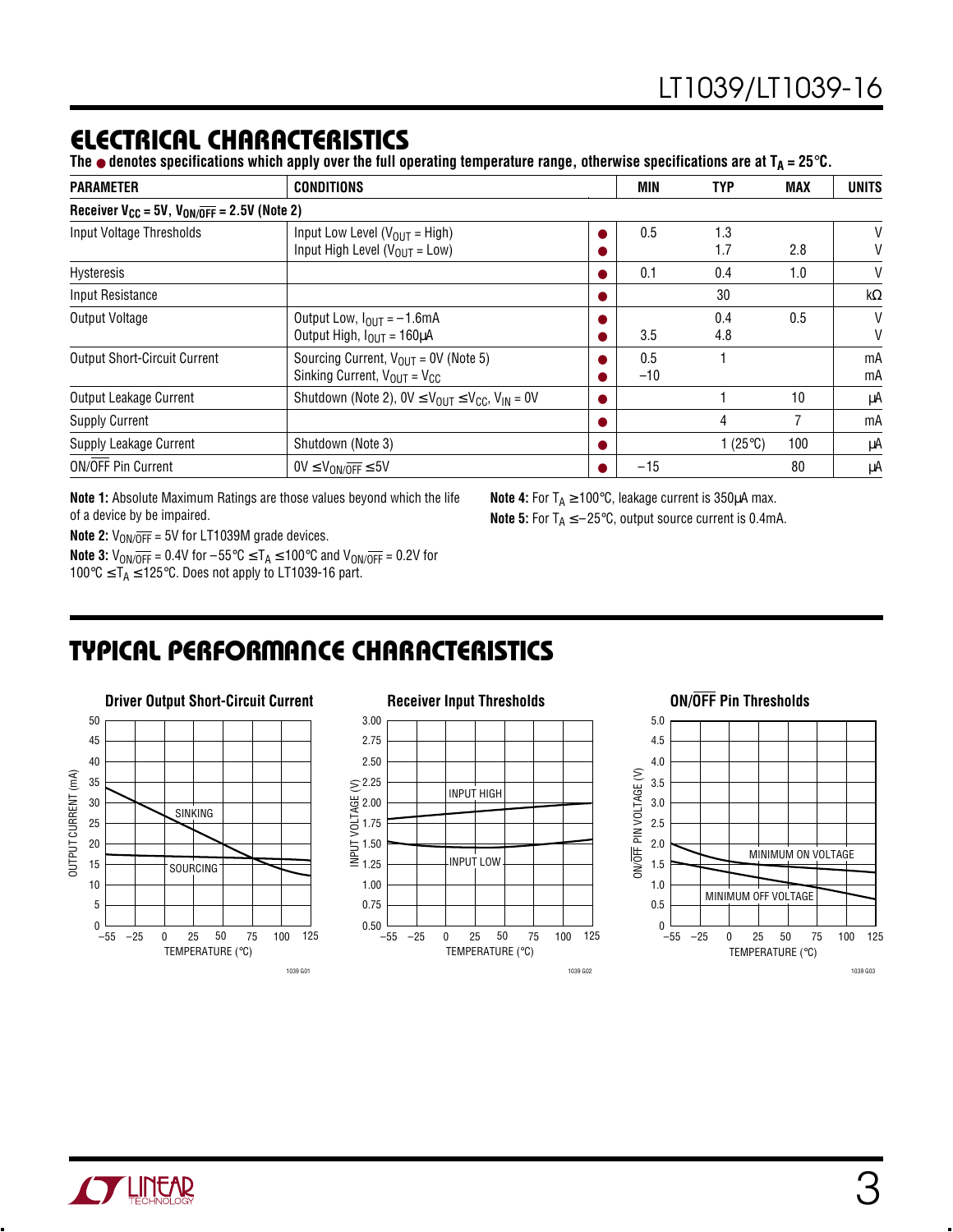## ELECTRICAL CHARACTERISTICS

**The ● denotes specifications which apply over the full operating temperature range, otherwise specifications are at $T_A$ = 25°C.**

| PARAMETER | CONDITIONS | | MIN | TYP | MAX | UNITS |
|---|---|---|---|---|---|---|
| **Receiver $V_{CC}$ = 5V, $V_{ON/\overline{OFF}}$ = 2.5V (Note 2)** | | | | | | |
| Input Voltage Thresholds | Input Low Level ($V_{OUT}$ = High) | ● | 0.5 | 1.3 | | V |
| | Input High Level ($V_{OUT}$ = Low) | ● | | 1.7 | 2.8 | V |
| Hysteresis | | ● | 0.1 | 0.4 | 1.0 | V |
| Input Resistance | | ● | | 30 | | kΩ |
| Output Voltage | Output Low, $I_{OUT}$ = −1.6mA | ● | | 0.4 | 0.5 | V |
| | Output High, $I_{OUT}$ = 160µA | ● | 3.5 | 4.8 | | V |
| Output Short-Circuit Current | Sourcing Current, $V_{OUT}$ = 0V (Note 5) | ● | 0.5 | 1 | | mA |
| | Sinking Current, $V_{OUT}$ = $V_{CC}$ | ● | −10 | | | mA |
| Output Leakage Current | Shutdown (Note 2), 0V ≤ $V_{OUT}$ ≤ $V_{CC}$, $V_{IN}$ = 0V | ● | | 1 | 10 | µA |
| Supply Current | | ● | | 4 | 7 | mA |
| Supply Leakage Current | Shutdown (Note 3) | ● | | 1 (25°C) | 100 | µA |
| ON/$\overline{OFF}$ Pin Current | 0V ≤ $V_{ON/\overline{OFF}}$ ≤ 5V | ● | −15 | | 80 | µA |

**Note 1:** Absolute Maximum Ratings are those values beyond which the life of a device by be impaired.

**Note 2:** $V_{ON/\overline{OFF}}$ = 5V for LT1039M grade devices.

**Note 3:** $V_{ON/\overline{OFF}}$ = 0.4V for −55°C ≤ $T_A$ ≤ 100°C and $V_{ON/\overline{OFF}}$ = 0.2V for 100°C ≤ $T_A$ ≤ 125°C. Does not apply to LT1039-16 part.

**Note 4:** For $T_A$ ≥ 100°C, leakage current is 350µA max.

**Note 5:** For $T_A$ ≤ −25°C, output source current is 0.4mA.

## TYPICAL PERFORMANCE CHARACTERISTICS

**Driver Output Short-Circuit Current**

**Receiver Input Thresholds**

**ON/$\overline{OFF}$ Pin Thresholds**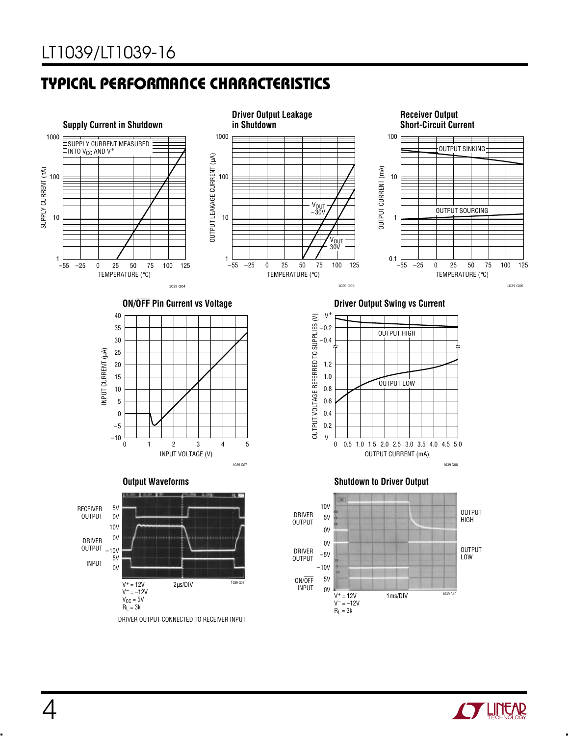## TYPICAL PERFORMANCE CHARACTERISTICS

**Supply Current in Shutdown**

SUPPLY CURRENT MEASURED INTO $V_{CC}$ AND $V^+$

SUPPLY CURRENT (nA) vs TEMPERATURE (°C)

1039 G04

**Driver Output Leakage in Shutdown**

OUTPUT LEAKAGE CURRENT (µA) vs TEMPERATURE (°C)

$V_{OUT}$ –30V

$V_{OUT}$ 30V

1039 G05

**Receiver Output Short-Circuit Current**

OUTPUT CURRENT (mA) vs TEMPERATURE (°C)

OUTPUT SINKING

OUTPUT SOURCING

1039 G06

**ON/$\overline{OFF}$ Pin Current vs Voltage**

INPUT CURRENT (µA) vs INPUT VOLTAGE (V)

1039 G07

**Driver Output Swing vs Current**

OUTPUT VOLTAGE REFERRED TO SUPPLIES (V) vs OUTPUT CURRENT (mA)

OUTPUT HIGH

OUTPUT LOW

1039 G08

**Output Waveforms**

RECEIVER OUTPUT

DRIVER OUTPUT

INPUT

$V^+ = 12V$
$V^- = -12V$
$V_{CC} = 5V$
$R_L = 3k$

2µs/DIV

1039 G09

DRIVER OUTPUT CONNECTED TO RECEIVER INPUT

**Shutdown to Driver Output**

DRIVER OUTPUT — OUTPUT HIGH

DRIVER OUTPUT — OUTPUT LOW

ON/$\overline{OFF}$ INPUT

$V^+ = 12V$
$V^- = -12V$
$R_L = 3k$

1ms/DIV

1039 G10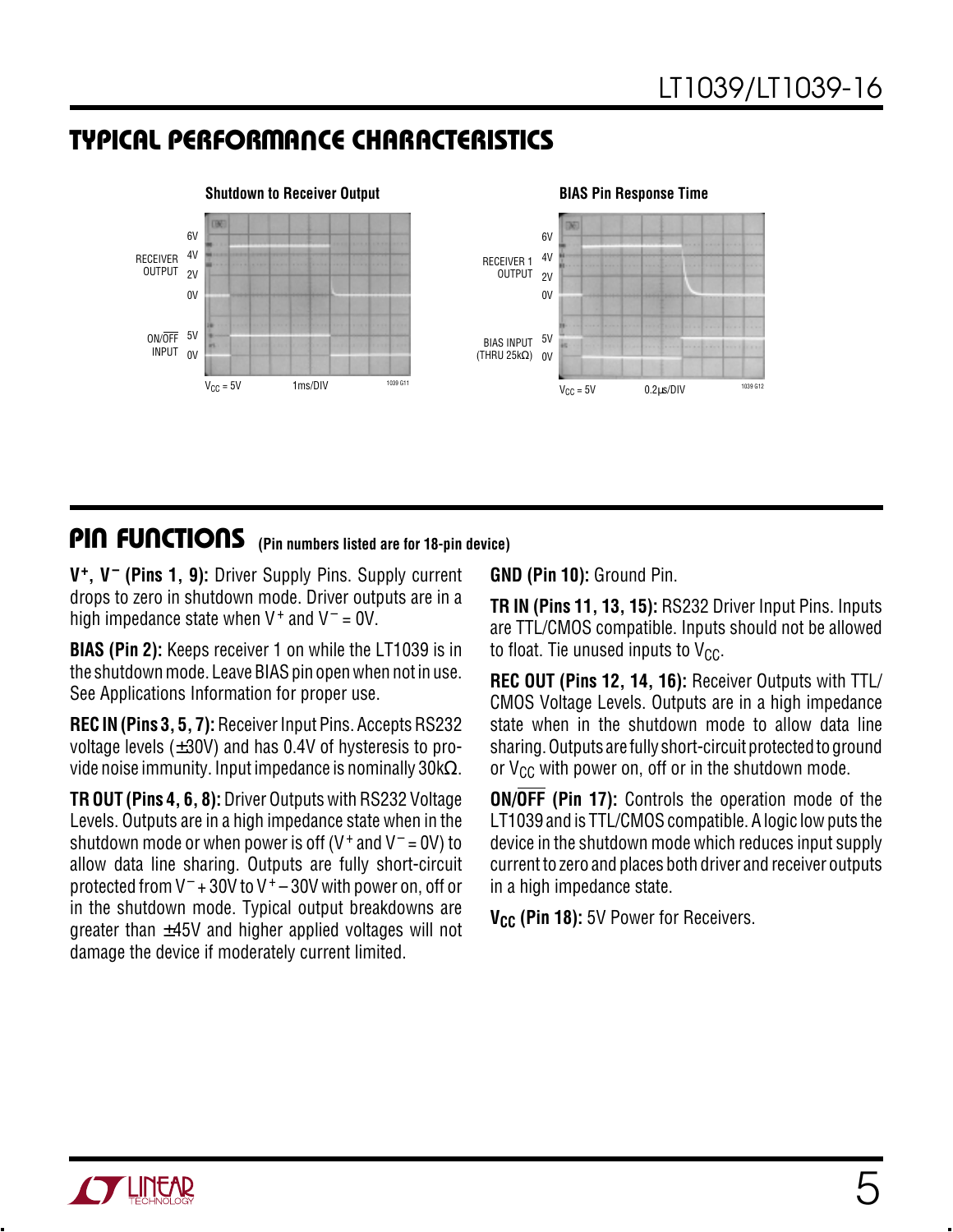## TYPICAL PERFORMANCE CHARACTERISTICS

**Shutdown to Receiver Output**

RECEIVER OUTPUT: 6V, 4V, 2V, 0V

ON/$\overline{OFF}$ INPUT: 5V, 0V

$V_{CC}$ = 5V 1ms/DIV

**BIAS Pin Response Time**

RECEIVER 1 OUTPUT: 6V, 4V, 2V, 0V

BIAS INPUT (THRU 25kΩ): 5V, 0V

$V_{CC}$ = 5V 0.2µs/DIV

## PIN FUNCTIONS (Pin numbers listed are for 18-pin device)

**$V^+$, $V^-$ (Pins 1, 9):** Driver Supply Pins. Supply current drops to zero in shutdown mode. Driver outputs are in a high impedance state when $V^+$ and $V^-$ = 0V.

**BIAS (Pin 2):** Keeps receiver 1 on while the LT1039 is in the shutdown mode. Leave BIAS pin open when not in use. See Applications Information for proper use.

**REC IN (Pins 3, 5, 7):** Receiver Input Pins. Accepts RS232 voltage levels (±30V) and has 0.4V of hysteresis to provide noise immunity. Input impedance is nominally 30kΩ.

**TR OUT (Pins 4, 6, 8):** Driver Outputs with RS232 Voltage Levels. Outputs are in a high impedance state when in the shutdown mode or when power is off ($V^+$ and $V^-$ = 0V) to allow data line sharing. Outputs are fully short-circuit protected from $V^-$ + 30V to $V^+$ – 30V with power on, off or in the shutdown mode. Typical output breakdowns are greater than ±45V and higher applied voltages will not damage the device if moderately current limited.

**GND (Pin 10):** Ground Pin.

**TR IN (Pins 11, 13, 15):** RS232 Driver Input Pins. Inputs are TTL/CMOS compatible. Inputs should not be allowed to float. Tie unused inputs to $V_{CC}$.

**REC OUT (Pins 12, 14, 16):** Receiver Outputs with TTL/CMOS Voltage Levels. Outputs are in a high impedance state when in the shutdown mode to allow data line sharing. Outputs are fully short-circuit protected to ground or $V_{CC}$ with power on, off or in the shutdown mode.

**ON/$\overline{OFF}$ (Pin 17):** Controls the operation mode of the LT1039 and is TTL/CMOS compatible. A logic low puts the device in the shutdown mode which reduces input supply current to zero and places both driver and receiver outputs in a high impedance state.

**$V_{CC}$ (Pin 18):** 5V Power for Receivers.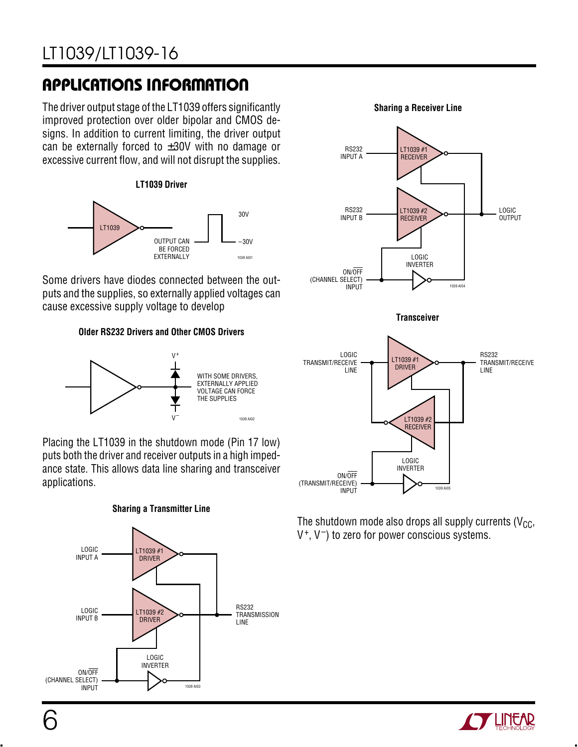## APPLICATIONS INFORMATION

The driver output stage of the LT1039 offers significantly improved protection over older bipolar and CMOS designs. In addition to current limiting, the driver output can be externally forced to ±30V with no damage or excessive current flow, and will not disrupt the supplies.

**LT1039 Driver**

LT1039

OUTPUT CAN BE FORCED EXTERNALLY

30V

−30V

Some drivers have diodes connected between the outputs and the supplies, so externally applied voltages can cause excessive supply voltage to develop

**Older RS232 Drivers and Other CMOS Drivers**

$V^+$

$V^-$

WITH SOME DRIVERS, EXTERNALLY APPLIED VOLTAGE CAN FORCE THE SUPPLIES

Placing the LT1039 in the shutdown mode (Pin 17 low) puts both the driver and receiver outputs in a high impedance state. This allows data line sharing and transceiver applications.

**Sharing a Transmitter Line**

LOGIC INPUT A — LT1039 #1 DRIVER

LOGIC INPUT B — LT1039 #2 DRIVER

RS232 TRANSMISSION LINE

LOGIC INVERTER

ON/$\overline{\text{OFF}}$ (CHANNEL SELECT) INPUT

**Sharing a Receiver Line**

RS232 INPUT A — LT1039 #1 RECEIVER

RS232 INPUT B — LT1039 #2 RECEIVER

LOGIC OUTPUT

LOGIC INVERTER

ON/$\overline{\text{OFF}}$ (CHANNEL SELECT) INPUT

**Transceiver**

LOGIC TRANSMIT/RECEIVE LINE — LT1039 #1 DRIVER

LT1039 #2 RECEIVER

RS232 TRANSMIT/RECEIVE LINE

LOGIC INVERTER

ON/$\overline{\text{OFF}}$ (TRANSMIT/RECEIVE) INPUT

The shutdown mode also drops all supply currents ($V_{CC}$, $V^+$, $V^-$) to zero for power conscious systems.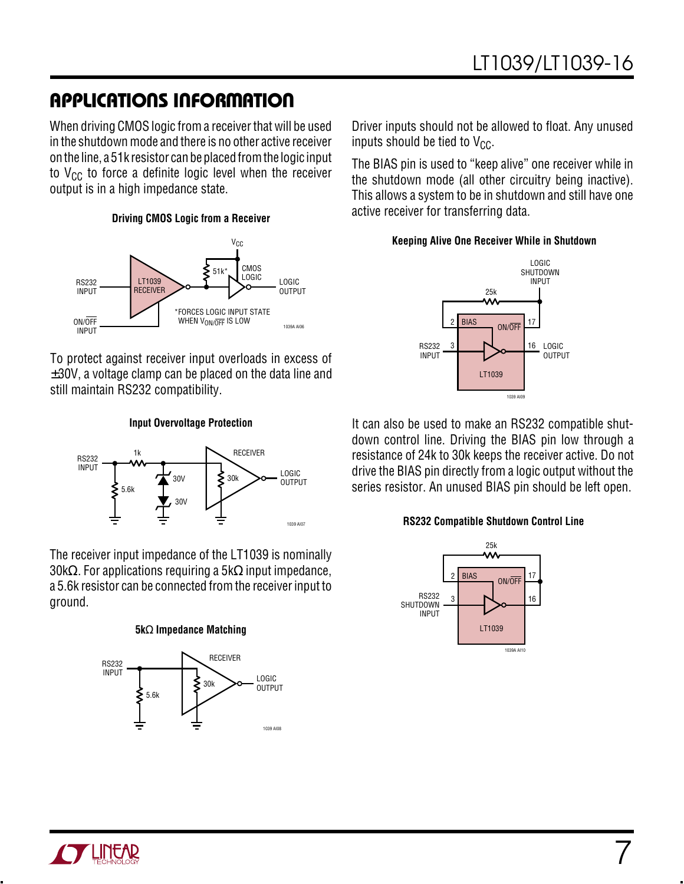## APPLICATIONS INFORMATION

When driving CMOS logic from a receiver that will be used in the shutdown mode and there is no other active receiver on the line, a 51k resistor can be placed from the logic input to $V_{CC}$ to force a definite logic level when the receiver output is in a high impedance state.

**Driving CMOS Logic from a Receiver**

*FORCES LOGIC INPUT STATE WHEN $V_{ON/\overline{OFF}}$ IS LOW

To protect against receiver input overloads in excess of ±30V, a voltage clamp can be placed on the data line and still maintain RS232 compatibility.

**Input Overvoltage Protection**

The receiver input impedance of the LT1039 is nominally 30kΩ. For applications requiring a 5kΩ input impedance, a 5.6k resistor can be connected from the receiver input to ground.

**5kΩ Impedance Matching**

Driver inputs should not be allowed to float. Any unused inputs should be tied to $V_{CC}$.

The BIAS pin is used to "keep alive" one receiver while in the shutdown mode (all other circuitry being inactive). This allows a system to be in shutdown and still have one active receiver for transferring data.

**Keeping Alive One Receiver While in Shutdown**

It can also be used to make an RS232 compatible shutdown control line. Driving the BIAS pin low through a resistance of 24k to 30k keeps the receiver active. Do not drive the BIAS pin directly from a logic output without the series resistor. An unused BIAS pin should be left open.

**RS232 Compatible Shutdown Control Line**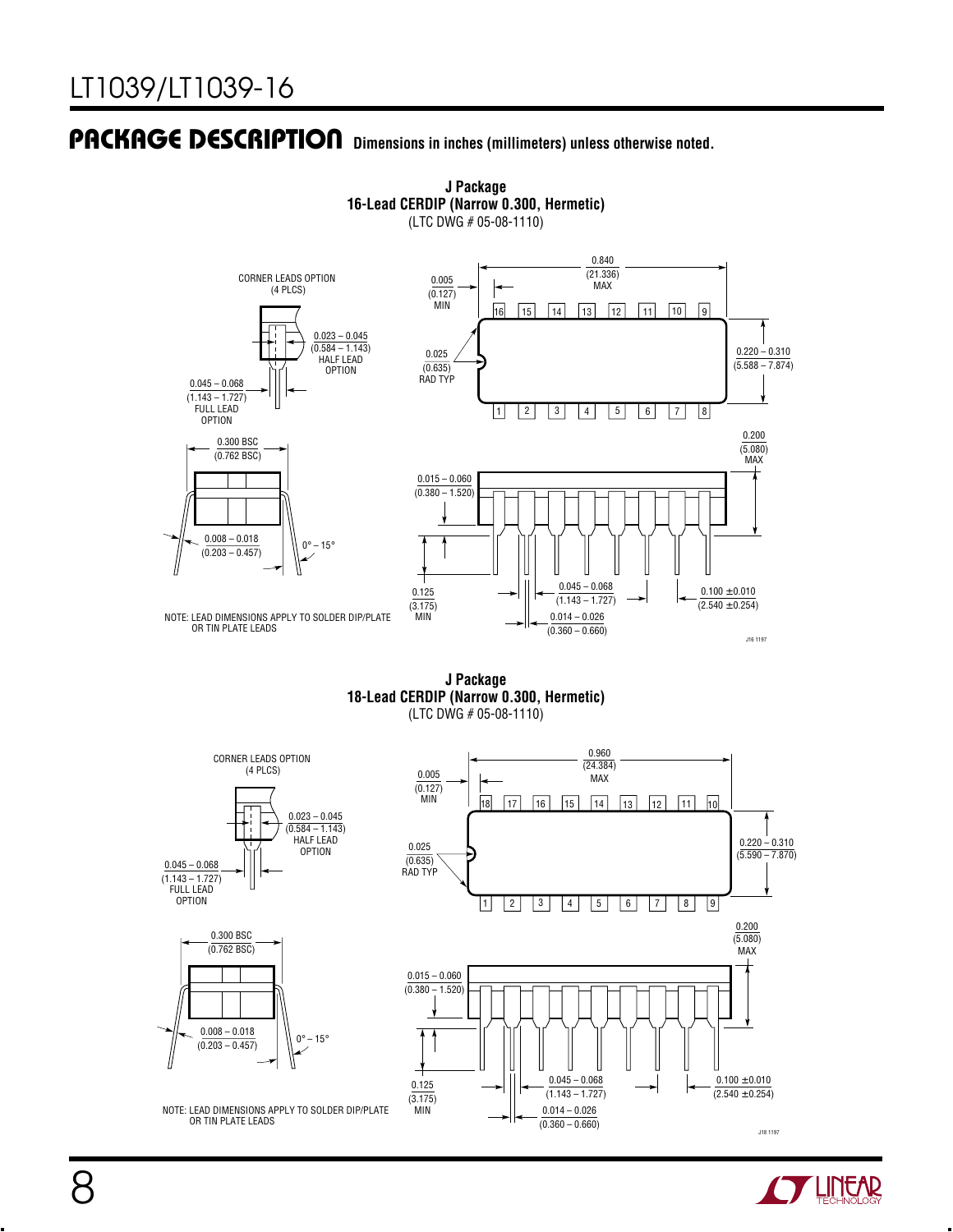## PACKAGE DESCRIPTION

Dimensions in inches (millimeters) unless otherwise noted.

**J Package**
**16-Lead CERDIP (Narrow 0.300, Hermetic)**
(LTC DWG # 05-08-1110)

CORNER LEADS OPTION (4 PLCS)

0.023 – 0.045 (0.584 – 1.143) HALF LEAD OPTION

0.045 – 0.068 (1.143 – 1.727) FULL LEAD OPTION

0.005 (0.127) MIN

0.840 (21.336) MAX

0.025 (0.635) RAD TYP

0.220 – 0.310 (5.588 – 7.874)

0.300 BSC (0.762 BSC)

0.200 (5.080) MAX

0.015 – 0.060 (0.380 – 1.520)

0.008 – 0.018 (0.203 – 0.457)

0° – 15°

0.125 (3.175) MIN

0.045 – 0.068 (1.143 – 1.727)

0.100 ±0.010 (2.540 ±0.254)

0.014 – 0.026 (0.360 – 0.660)

NOTE: LEAD DIMENSIONS APPLY TO SOLDER DIP/PLATE OR TIN PLATE LEADS

J16 1197

**J Package**
**18-Lead CERDIP (Narrow 0.300, Hermetic)**
(LTC DWG # 05-08-1110)

CORNER LEADS OPTION (4 PLCS)

0.023 – 0.045 (0.584 – 1.143) HALF LEAD OPTION

0.045 – 0.068 (1.143 – 1.727) FULL LEAD OPTION

0.005 (0.127) MIN

0.960 (24.384) MAX

0.025 (0.635) RAD TYP

0.220 – 0.310 (5.590 – 7.870)

0.300 BSC (0.762 BSC)

0.200 (5.080) MAX

0.015 – 0.060 (0.380 – 1.520)

0.008 – 0.018 (0.203 – 0.457)

0° – 15°

0.125 (3.175) MIN

0.045 – 0.068 (1.143 – 1.727)

0.100 ±0.010 (2.540 ±0.254)

0.014 – 0.026 (0.360 – 0.660)

NOTE: LEAD DIMENSIONS APPLY TO SOLDER DIP/PLATE OR TIN PLATE LEADS

J18 1197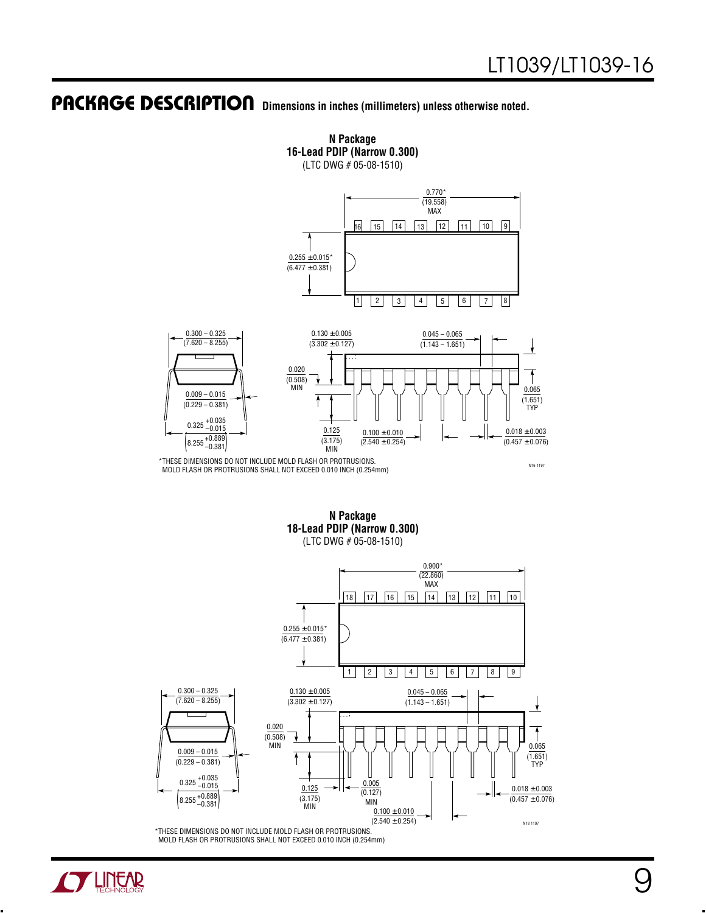## PACKAGE DESCRIPTION

Dimensions in inches (millimeters) unless otherwise noted.

**N Package**
**16-Lead PDIP (Narrow 0.300)**
(LTC DWG # 05-08-1510)

0.770*
(19.558)
MAX

16 15 14 13 12 11 10 9

1 2 3 4 5 6 7 8

0.255 ±0.015*
(6.477 ±0.381)

0.300 – 0.325
(7.620 – 8.255)

0.009 – 0.015
(0.229 – 0.381)

0.325 +0.035 −0.015
(8.255 +0.889 −0.381)

0.130 ±0.005
(3.302 ±0.127)

0.020
(0.508)
MIN

0.125
(3.175)
MIN

0.100 ±0.010
(2.540 ±0.254)

0.045 – 0.065
(1.143 – 1.651)

0.065
(1.651)
TYP

0.018 ±0.003
(0.457 ±0.076)

*THESE DIMENSIONS DO NOT INCLUDE MOLD FLASH OR PROTRUSIONS.
MOLD FLASH OR PROTRUSIONS SHALL NOT EXCEED 0.010 INCH (0.254mm)

N16 1197

**N Package**
**18-Lead PDIP (Narrow 0.300)**
(LTC DWG # 05-08-1510)

0.900*
(22.860)
MAX

18 17 16 15 14 13 12 11 10

1 2 3 4 5 6 7 8 9

0.255 ±0.015*
(6.477 ±0.381)

0.300 – 0.325
(7.620 – 8.255)

0.009 – 0.015
(0.229 – 0.381)

0.325 +0.035 −0.015
(8.255 +0.889 −0.381)

0.130 ±0.005
(3.302 ±0.127)

0.020
(0.508)
MIN

0.125
(3.175)
MIN

0.005
(0.127)
MIN

0.100 ±0.010
(2.540 ±0.254)

0.045 – 0.065
(1.143 – 1.651)

0.065
(1.651)
TYP

0.018 ±0.003
(0.457 ±0.076)

N18 1197

*THESE DIMENSIONS DO NOT INCLUDE MOLD FLASH OR PROTRUSIONS.
MOLD FLASH OR PROTRUSIONS SHALL NOT EXCEED 0.010 INCH (0.254mm)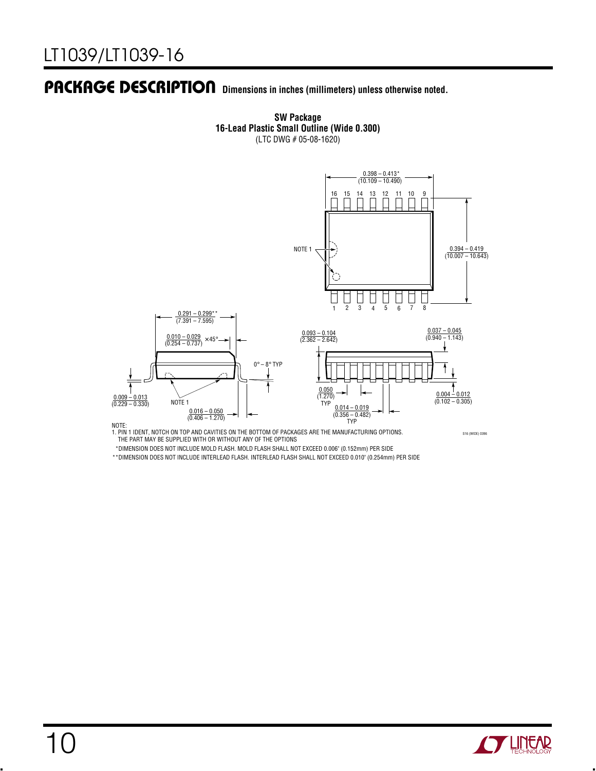## PACKAGE DESCRIPTION

Dimensions in inches (millimeters) unless otherwise noted.

**SW Package**
**16-Lead Plastic Small Outline (Wide 0.300)**
(LTC DWG # 05-08-1620)

0.398 – 0.413*
(10.109 – 10.490)

16 15 14 13 12 11 10 9

NOTE 1

0.394 – 0.419
(10.007 – 10.643)

1 2 3 4 5 6 7 8

0.291 – 0.299**
(7.391 – 7.595)

0.010 – 0.029
(0.254 – 0.737) × 45°

0° – 8° TYP

0.009 – 0.013
(0.229 – 0.330)

NOTE 1

0.016 – 0.050
(0.406 – 1.270)

0.093 – 0.104
(2.362 – 2.642)

0.037 – 0.045
(0.940 – 1.143)

0.050
(1.270)
TYP

0.014 – 0.019
(0.356 – 0.482)
TYP

0.004 – 0.012
(0.102 – 0.305)

S16 (WIDE) 0396

NOTE:
1. PIN 1 IDENT, NOTCH ON TOP AND CAVITIES ON THE BOTTOM OF PACKAGES ARE THE MANUFACTURING OPTIONS. THE PART MAY BE SUPPLIED WITH OR WITHOUT ANY OF THE OPTIONS

*DIMENSION DOES NOT INCLUDE MOLD FLASH. MOLD FLASH SHALL NOT EXCEED 0.006" (0.152mm) PER SIDE

**DIMENSION DOES NOT INCLUDE INTERLEAD FLASH. INTERLEAD FLASH SHALL NOT EXCEED 0.010" (0.254mm) PER SIDE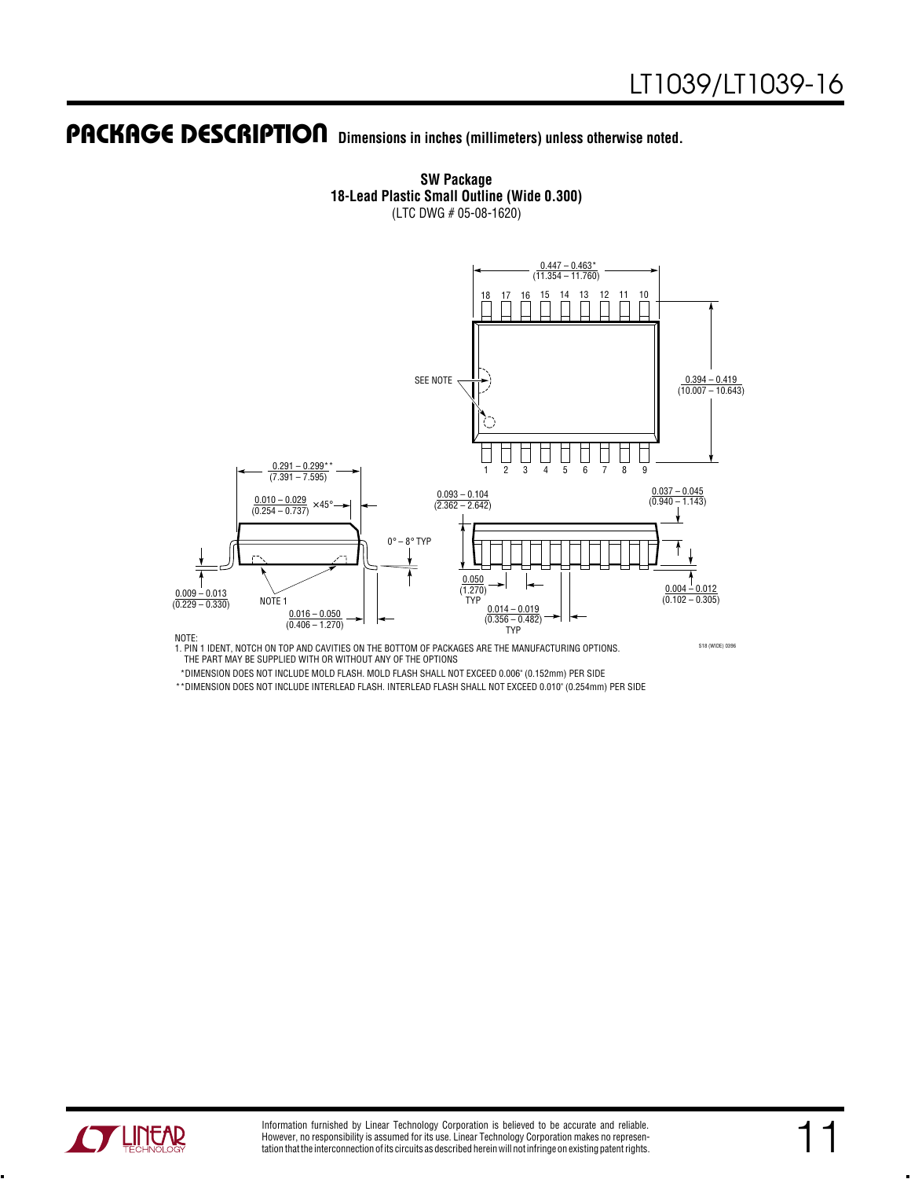## PACKAGE DESCRIPTION

Dimensions in inches (millimeters) unless otherwise noted.

**SW Package**
**18-Lead Plastic Small Outline (Wide 0.300)**
(LTC DWG # 05-08-1620)

0.447 – 0.463* (11.354 – 11.760)

18 17 16 15 14 13 12 11 10

SEE NOTE

0.394 – 0.419 (10.007 – 10.643)

1 2 3 4 5 6 7 8 9

0.291 – 0.299** (7.391 – 7.595)

0.010 – 0.029 (0.254 – 0.737) × 45°

0.093 – 0.104 (2.362 – 2.642)

0.037 – 0.045 (0.940 – 1.143)

0° – 8° TYP

0.009 – 0.013 (0.229 – 0.330)

NOTE 1

0.016 – 0.050 (0.406 – 1.270)

0.050 (1.270) TYP

0.014 – 0.019 (0.356 – 0.482) TYP

0.004 – 0.012 (0.102 – 0.305)

NOTE:
1. PIN 1 IDENT, NOTCH ON TOP AND CAVITIES ON THE BOTTOM OF PACKAGES ARE THE MANUFACTURING OPTIONS. THE PART MAY BE SUPPLIED WITH OR WITHOUT ANY OF THE OPTIONS

*DIMENSION DOES NOT INCLUDE MOLD FLASH. MOLD FLASH SHALL NOT EXCEED 0.006" (0.152mm) PER SIDE

**DIMENSION DOES NOT INCLUDE INTERLEAD FLASH. INTERLEAD FLASH SHALL NOT EXCEED 0.010" (0.254mm) PER SIDE

S18 (WIDE) 0396

Information furnished by Linear Technology Corporation is believed to be accurate and reliable. However, no responsibility is assumed for its use. Linear Technology Corporation makes no representation that the interconnection of its circuits as described herein will not infringe on existing patent rights.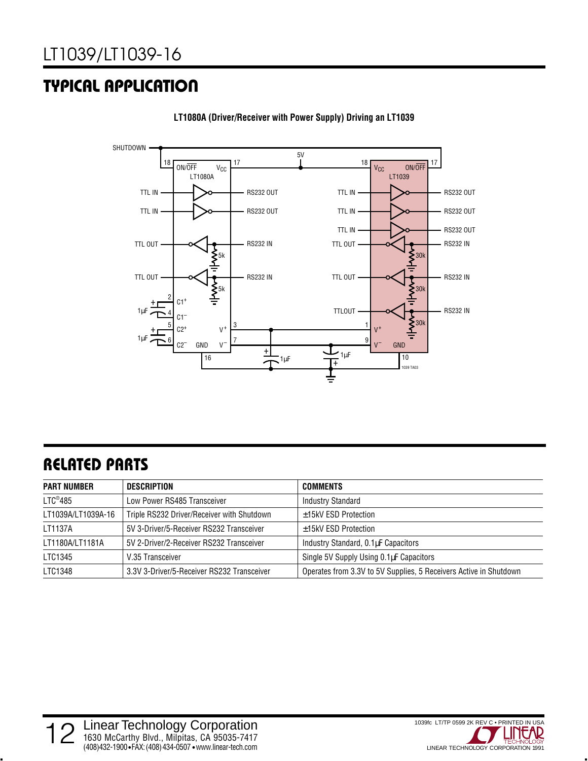## TYPICAL APPLICATION

**LT1080A (Driver/Receiver with Power Supply) Driving an LT1039**

SHUTDOWN

5V

LT1080A

LT1039

TTL IN

RS232 OUT

TTL OUT

RS232 IN

5k

30k

1μF

1039 TA03

## RELATED PARTS

| PART NUMBER | DESCRIPTION | COMMENTS |
|---|---|---|
| LTC®485 | Low Power RS485 Transceiver | Industry Standard |
| LT1039A/LT1039A-16 | Triple RS232 Driver/Receiver with Shutdown | ±15kV ESD Protection |
| LT1137A | 5V 3-Driver/5-Receiver RS232 Transceiver | ±15kV ESD Protection |
| LT1180A/LT1181A | 5V 2-Driver/2-Receiver RS232 Transceiver | Industry Standard, 0.1μF Capacitors |
| LTC1345 | V.35 Transceiver | Single 5V Supply Using 0.1μF Capacitors |
| LTC1348 | 3.3V 3-Driver/5-Receiver RS232 Transceiver | Operates from 3.3V to 5V Supplies, 5 Receivers Active in Shutdown |

Linear Technology Corporation
1630 McCarthy Blvd., Milpitas, CA 95035-7417
(408)432-1900 • FAX: (408) 434-0507 • www.linear-tech.com

1039fc LT/TP 0599 2K REV C • PRINTED IN USA

LINEAR TECHNOLOGY CORPORATION 1991